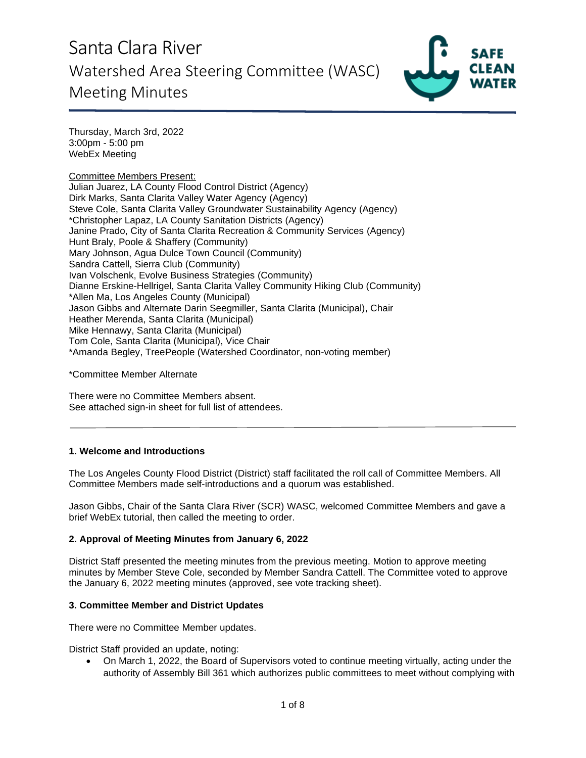# Santa Clara River Watershed Area Steering Committee (WASC) Meeting Minutes

Thursday, March 3rd, 2022
3:00pm - 5:00 pm
WebEx Meeting

Committee Members Present:
Julian Juarez, LA County Flood Control District (Agency)
Dirk Marks, Santa Clarita Valley Water Agency (Agency)
Steve Cole, Santa Clarita Valley Groundwater Sustainability Agency (Agency)
*Christopher Lapaz, LA County Sanitation Districts (Agency)
Janine Prado, City of Santa Clarita Recreation & Community Services (Agency)
Hunt Braly, Poole & Shaffery (Community)
Mary Johnson, Agua Dulce Town Council (Community)
Sandra Cattell, Sierra Club (Community)
Ivan Volschenk, Evolve Business Strategies (Community)
Dianne Erskine-Hellrigel, Santa Clarita Valley Community Hiking Club (Community)
*Allen Ma, Los Angeles County (Municipal)
Jason Gibbs and Alternate Darin Seegmiller, Santa Clarita (Municipal), Chair
Heather Merenda, Santa Clarita (Municipal)
Mike Hennawy, Santa Clarita (Municipal)
Tom Cole, Santa Clarita (Municipal), Vice Chair
*Amanda Begley, TreePeople (Watershed Coordinator, non-voting member)

*Committee Member Alternate

There were no Committee Members absent.
See attached sign-in sheet for full list of attendees.

---

### 1. Welcome and Introductions

The Los Angeles County Flood District (District) staff facilitated the roll call of Committee Members. All Committee Members made self-introductions and a quorum was established.

Jason Gibbs, Chair of the Santa Clara River (SCR) WASC, welcomed Committee Members and gave a brief WebEx tutorial, then called the meeting to order.

### 2. Approval of Meeting Minutes from January 6, 2022

District Staff presented the meeting minutes from the previous meeting. Motion to approve meeting minutes by Member Steve Cole, seconded by Member Sandra Cattell. The Committee voted to approve the January 6, 2022 meeting minutes (approved, see vote tracking sheet).

### 3. Committee Member and District Updates

There were no Committee Member updates.

District Staff provided an update, noting:

- On March 1, 2022, the Board of Supervisors voted to continue meeting virtually, acting under the authority of Assembly Bill 361 which authorizes public committees to meet without complying with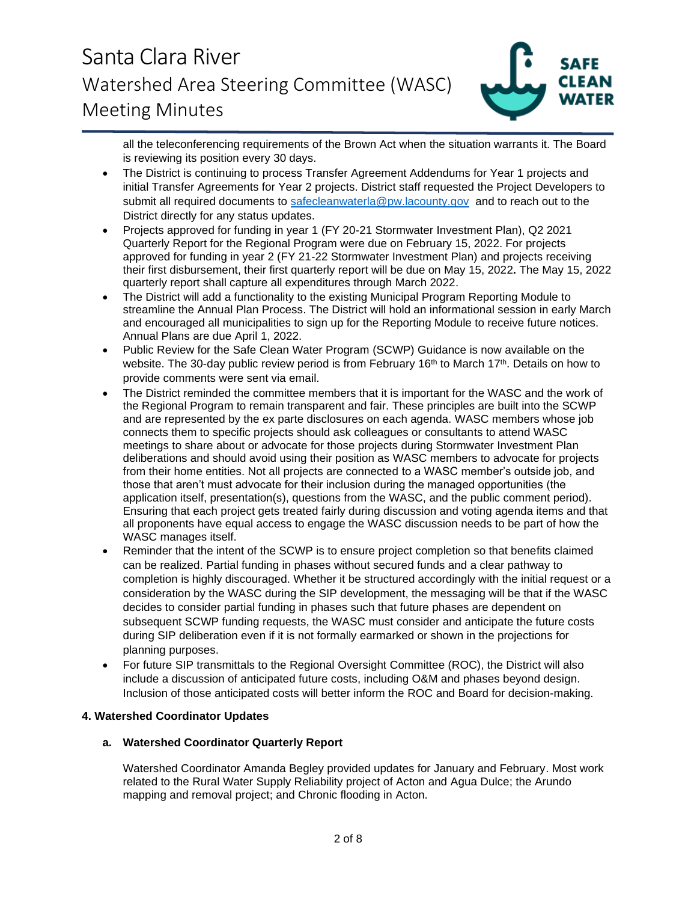all the teleconferencing requirements of the Brown Act when the situation warrants it. The Board is reviewing its position every 30 days.

- The District is continuing to process Transfer Agreement Addendums for Year 1 projects and initial Transfer Agreements for Year 2 projects. District staff requested the Project Developers to submit all required documents to safecleanwaterla@pw.lacounty.gov and to reach out to the District directly for any status updates.
- Projects approved for funding in year 1 (FY 20-21 Stormwater Investment Plan), Q2 2021 Quarterly Report for the Regional Program were due on February 15, 2022. For projects approved for funding in year 2 (FY 21-22 Stormwater Investment Plan) and projects receiving their first disbursement, their first quarterly report will be due on May 15, 2022**.** The May 15, 2022 quarterly report shall capture all expenditures through March 2022.
- The District will add a functionality to the existing Municipal Program Reporting Module to streamline the Annual Plan Process. The District will hold an informational session in early March and encouraged all municipalities to sign up for the Reporting Module to receive future notices. Annual Plans are due April 1, 2022.
- Public Review for the Safe Clean Water Program (SCWP) Guidance is now available on the website. The 30-day public review period is from February 16th to March 17th. Details on how to provide comments were sent via email.
- The District reminded the committee members that it is important for the WASC and the work of the Regional Program to remain transparent and fair. These principles are built into the SCWP and are represented by the ex parte disclosures on each agenda. WASC members whose job connects them to specific projects should ask colleagues or consultants to attend WASC meetings to share about or advocate for those projects during Stormwater Investment Plan deliberations and should avoid using their position as WASC members to advocate for projects from their home entities. Not all projects are connected to a WASC member's outside job, and those that aren't must advocate for their inclusion during the managed opportunities (the application itself, presentation(s), questions from the WASC, and the public comment period). Ensuring that each project gets treated fairly during discussion and voting agenda items and that all proponents have equal access to engage the WASC discussion needs to be part of how the WASC manages itself.
- Reminder that the intent of the SCWP is to ensure project completion so that benefits claimed can be realized. Partial funding in phases without secured funds and a clear pathway to completion is highly discouraged. Whether it be structured accordingly with the initial request or a consideration by the WASC during the SIP development, the messaging will be that if the WASC decides to consider partial funding in phases such that future phases are dependent on subsequent SCWP funding requests, the WASC must consider and anticipate the future costs during SIP deliberation even if it is not formally earmarked or shown in the projections for planning purposes.
- For future SIP transmittals to the Regional Oversight Committee (ROC), the District will also include a discussion of anticipated future costs, including O&M and phases beyond design. Inclusion of those anticipated costs will better inform the ROC and Board for decision-making.

**4. Watershed Coordinator Updates**

**a. Watershed Coordinator Quarterly Report**

Watershed Coordinator Amanda Begley provided updates for January and February. Most work related to the Rural Water Supply Reliability project of Acton and Agua Dulce; the Arundo mapping and removal project; and Chronic flooding in Acton.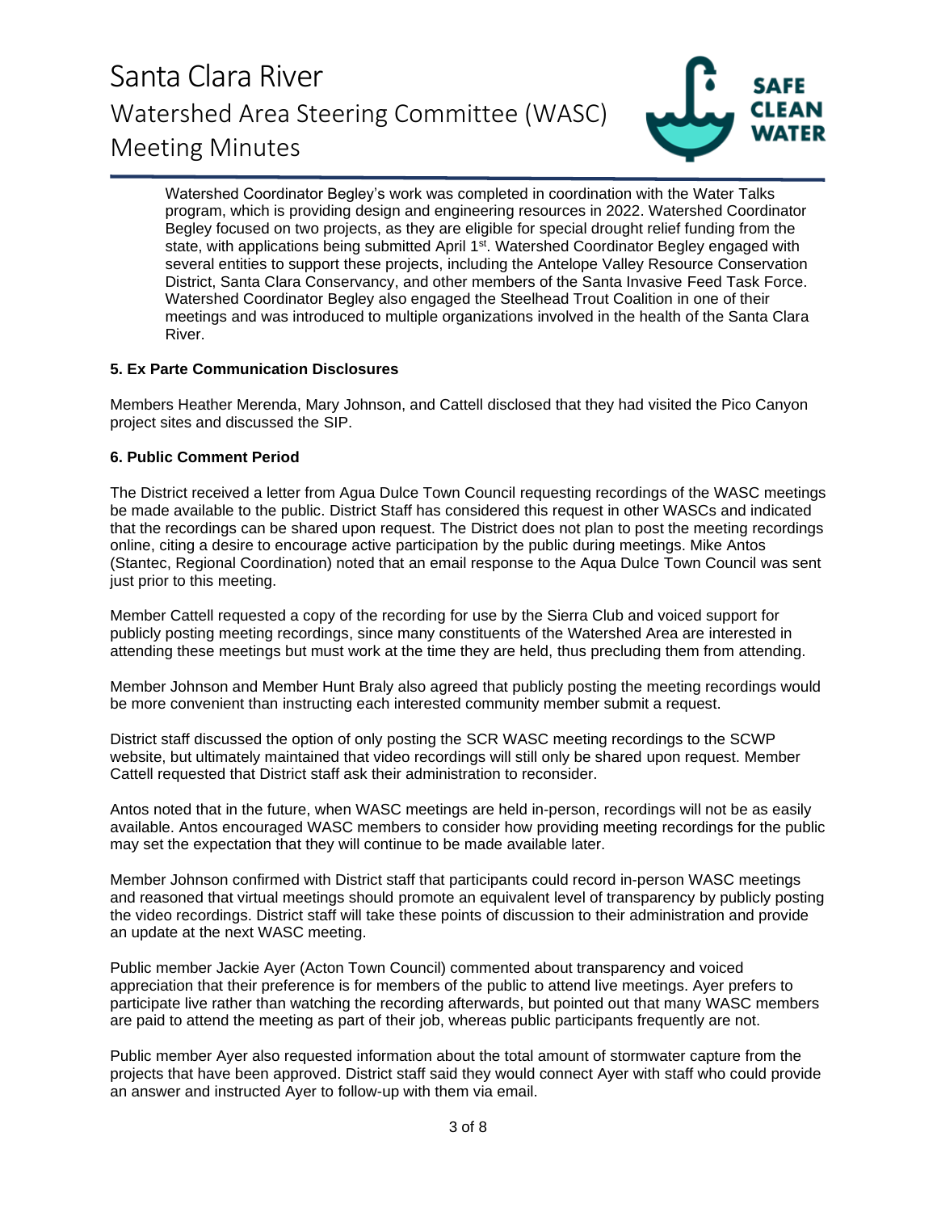Watershed Coordinator Begley's work was completed in coordination with the Water Talks program, which is providing design and engineering resources in 2022. Watershed Coordinator Begley focused on two projects, as they are eligible for special drought relief funding from the state, with applications being submitted April 1st. Watershed Coordinator Begley engaged with several entities to support these projects, including the Antelope Valley Resource Conservation District, Santa Clara Conservancy, and other members of the Santa Invasive Feed Task Force. Watershed Coordinator Begley also engaged the Steelhead Trout Coalition in one of their meetings and was introduced to multiple organizations involved in the health of the Santa Clara River.

**5. Ex Parte Communication Disclosures**

Members Heather Merenda, Mary Johnson, and Cattell disclosed that they had visited the Pico Canyon project sites and discussed the SIP.

**6. Public Comment Period**

The District received a letter from Agua Dulce Town Council requesting recordings of the WASC meetings be made available to the public. District Staff has considered this request in other WASCs and indicated that the recordings can be shared upon request. The District does not plan to post the meeting recordings online, citing a desire to encourage active participation by the public during meetings. Mike Antos (Stantec, Regional Coordination) noted that an email response to the Aqua Dulce Town Council was sent just prior to this meeting.

Member Cattell requested a copy of the recording for use by the Sierra Club and voiced support for publicly posting meeting recordings, since many constituents of the Watershed Area are interested in attending these meetings but must work at the time they are held, thus precluding them from attending.

Member Johnson and Member Hunt Braly also agreed that publicly posting the meeting recordings would be more convenient than instructing each interested community member submit a request.

District staff discussed the option of only posting the SCR WASC meeting recordings to the SCWP website, but ultimately maintained that video recordings will still only be shared upon request. Member Cattell requested that District staff ask their administration to reconsider.

Antos noted that in the future, when WASC meetings are held in-person, recordings will not be as easily available. Antos encouraged WASC members to consider how providing meeting recordings for the public may set the expectation that they will continue to be made available later.

Member Johnson confirmed with District staff that participants could record in-person WASC meetings and reasoned that virtual meetings should promote an equivalent level of transparency by publicly posting the video recordings. District staff will take these points of discussion to their administration and provide an update at the next WASC meeting.

Public member Jackie Ayer (Acton Town Council) commented about transparency and voiced appreciation that their preference is for members of the public to attend live meetings. Ayer prefers to participate live rather than watching the recording afterwards, but pointed out that many WASC members are paid to attend the meeting as part of their job, whereas public participants frequently are not.

Public member Ayer also requested information about the total amount of stormwater capture from the projects that have been approved. District staff said they would connect Ayer with staff who could provide an answer and instructed Ayer to follow-up with them via email.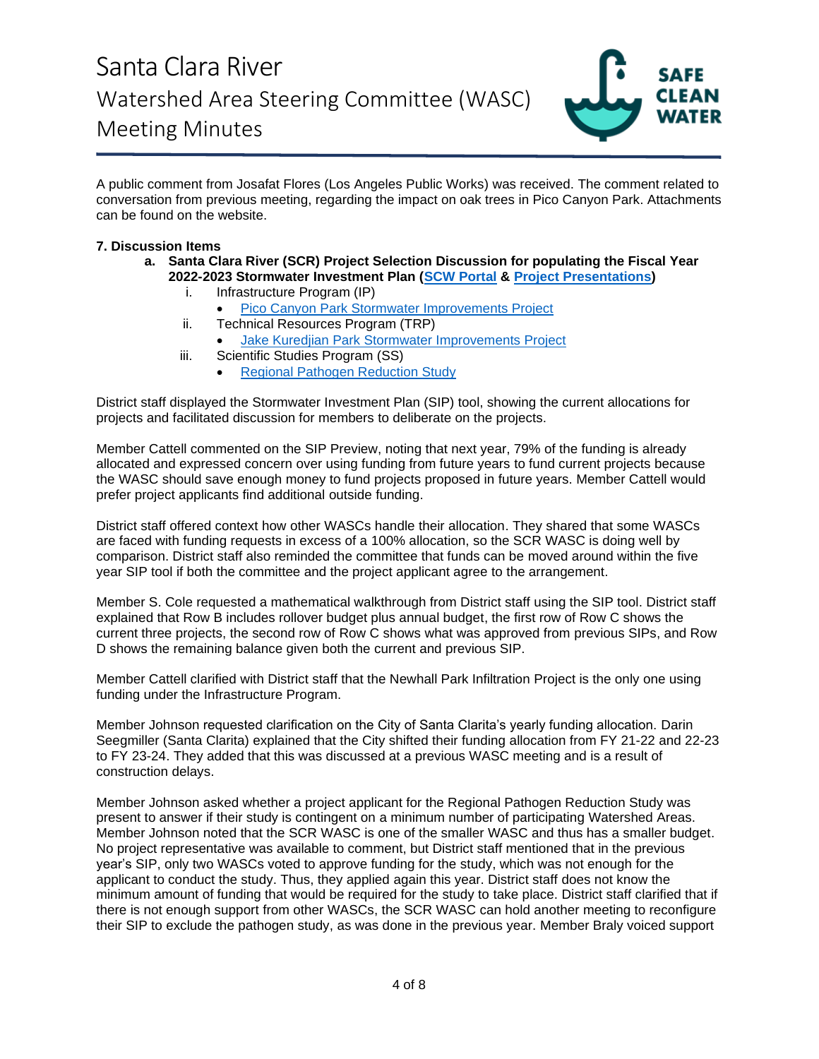A public comment from Josafat Flores (Los Angeles Public Works) was received. The comment related to conversation from previous meeting, regarding the impact on oak trees in Pico Canyon Park. Attachments can be found on the website.

**7. Discussion Items**

   a. **Santa Clara River (SCR) Project Selection Discussion for populating the Fiscal Year 2022-2023 Stormwater Investment Plan (SCW Portal & Project Presentations)**
      i. Infrastructure Program (IP)
         - Pico Canyon Park Stormwater Improvements Project
      ii. Technical Resources Program (TRP)
         - Jake Kuredjian Park Stormwater Improvements Project
      iii. Scientific Studies Program (SS)
         - Regional Pathogen Reduction Study

District staff displayed the Stormwater Investment Plan (SIP) tool, showing the current allocations for projects and facilitated discussion for members to deliberate on the projects.

Member Cattell commented on the SIP Preview, noting that next year, 79% of the funding is already allocated and expressed concern over using funding from future years to fund current projects because the WASC should save enough money to fund projects proposed in future years. Member Cattell would prefer project applicants find additional outside funding.

District staff offered context how other WASCs handle their allocation. They shared that some WASCs are faced with funding requests in excess of a 100% allocation, so the SCR WASC is doing well by comparison. District staff also reminded the committee that funds can be moved around within the five year SIP tool if both the committee and the project applicant agree to the arrangement.

Member S. Cole requested a mathematical walkthrough from District staff using the SIP tool. District staff explained that Row B includes rollover budget plus annual budget, the first row of Row C shows the current three projects, the second row of Row C shows what was approved from previous SIPs, and Row D shows the remaining balance given both the current and previous SIP.

Member Cattell clarified with District staff that the Newhall Park Infiltration Project is the only one using funding under the Infrastructure Program.

Member Johnson requested clarification on the City of Santa Clarita's yearly funding allocation. Darin Seegmiller (Santa Clarita) explained that the City shifted their funding allocation from FY 21-22 and 22-23 to FY 23-24. They added that this was discussed at a previous WASC meeting and is a result of construction delays.

Member Johnson asked whether a project applicant for the Regional Pathogen Reduction Study was present to answer if their study is contingent on a minimum number of participating Watershed Areas. Member Johnson noted that the SCR WASC is one of the smaller WASC and thus has a smaller budget. No project representative was available to comment, but District staff mentioned that in the previous year's SIP, only two WASCs voted to approve funding for the study, which was not enough for the applicant to conduct the study. Thus, they applied again this year. District staff does not know the minimum amount of funding that would be required for the study to take place. District staff clarified that if there is not enough support from other WASCs, the SCR WASC can hold another meeting to reconfigure their SIP to exclude the pathogen study, as was done in the previous year. Member Braly voiced support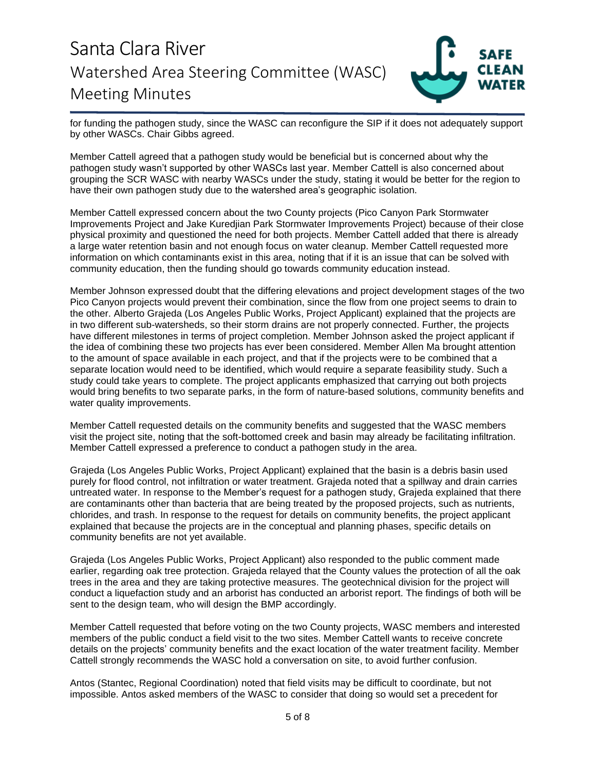for funding the pathogen study, since the WASC can reconfigure the SIP if it does not adequately support by other WASCs. Chair Gibbs agreed.

Member Cattell agreed that a pathogen study would be beneficial but is concerned about why the pathogen study wasn't supported by other WASCs last year. Member Cattell is also concerned about grouping the SCR WASC with nearby WASCs under the study, stating it would be better for the region to have their own pathogen study due to the watershed area's geographic isolation.

Member Cattell expressed concern about the two County projects (Pico Canyon Park Stormwater Improvements Project and Jake Kuredjian Park Stormwater Improvements Project) because of their close physical proximity and questioned the need for both projects. Member Cattell added that there is already a large water retention basin and not enough focus on water cleanup. Member Cattell requested more information on which contaminants exist in this area, noting that if it is an issue that can be solved with community education, then the funding should go towards community education instead.

Member Johnson expressed doubt that the differing elevations and project development stages of the two Pico Canyon projects would prevent their combination, since the flow from one project seems to drain to the other. Alberto Grajeda (Los Angeles Public Works, Project Applicant) explained that the projects are in two different sub-watersheds, so their storm drains are not properly connected. Further, the projects have different milestones in terms of project completion. Member Johnson asked the project applicant if the idea of combining these two projects has ever been considered. Member Allen Ma brought attention to the amount of space available in each project, and that if the projects were to be combined that a separate location would need to be identified, which would require a separate feasibility study. Such a study could take years to complete. The project applicants emphasized that carrying out both projects would bring benefits to two separate parks, in the form of nature-based solutions, community benefits and water quality improvements.

Member Cattell requested details on the community benefits and suggested that the WASC members visit the project site, noting that the soft-bottomed creek and basin may already be facilitating infiltration. Member Cattell expressed a preference to conduct a pathogen study in the area.

Grajeda (Los Angeles Public Works, Project Applicant) explained that the basin is a debris basin used purely for flood control, not infiltration or water treatment. Grajeda noted that a spillway and drain carries untreated water. In response to the Member's request for a pathogen study, Grajeda explained that there are contaminants other than bacteria that are being treated by the proposed projects, such as nutrients, chlorides, and trash. In response to the request for details on community benefits, the project applicant explained that because the projects are in the conceptual and planning phases, specific details on community benefits are not yet available.

Grajeda (Los Angeles Public Works, Project Applicant) also responded to the public comment made earlier, regarding oak tree protection. Grajeda relayed that the County values the protection of all the oak trees in the area and they are taking protective measures. The geotechnical division for the project will conduct a liquefaction study and an arborist has conducted an arborist report. The findings of both will be sent to the design team, who will design the BMP accordingly.

Member Cattell requested that before voting on the two County projects, WASC members and interested members of the public conduct a field visit to the two sites. Member Cattell wants to receive concrete details on the projects' community benefits and the exact location of the water treatment facility. Member Cattell strongly recommends the WASC hold a conversation on site, to avoid further confusion.

Antos (Stantec, Regional Coordination) noted that field visits may be difficult to coordinate, but not impossible. Antos asked members of the WASC to consider that doing so would set a precedent for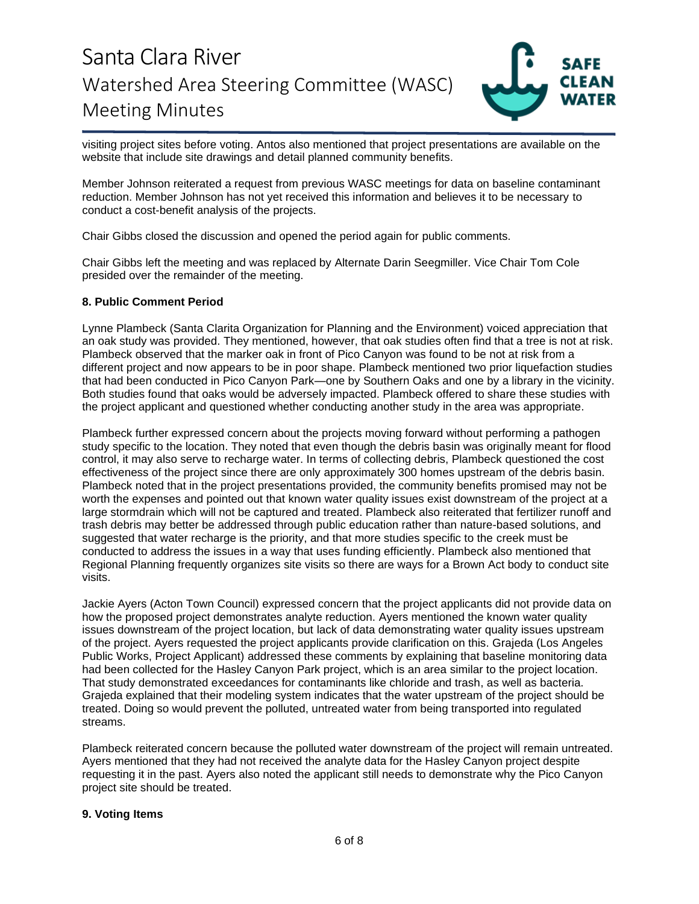visiting project sites before voting. Antos also mentioned that project presentations are available on the website that include site drawings and detail planned community benefits.

Member Johnson reiterated a request from previous WASC meetings for data on baseline contaminant reduction. Member Johnson has not yet received this information and believes it to be necessary to conduct a cost-benefit analysis of the projects.

Chair Gibbs closed the discussion and opened the period again for public comments.

Chair Gibbs left the meeting and was replaced by Alternate Darin Seegmiller. Vice Chair Tom Cole presided over the remainder of the meeting.

**8. Public Comment Period**

Lynne Plambeck (Santa Clarita Organization for Planning and the Environment) voiced appreciation that an oak study was provided. They mentioned, however, that oak studies often find that a tree is not at risk. Plambeck observed that the marker oak in front of Pico Canyon was found to be not at risk from a different project and now appears to be in poor shape. Plambeck mentioned two prior liquefaction studies that had been conducted in Pico Canyon Park—one by Southern Oaks and one by a library in the vicinity. Both studies found that oaks would be adversely impacted. Plambeck offered to share these studies with the project applicant and questioned whether conducting another study in the area was appropriate.

Plambeck further expressed concern about the projects moving forward without performing a pathogen study specific to the location. They noted that even though the debris basin was originally meant for flood control, it may also serve to recharge water. In terms of collecting debris, Plambeck questioned the cost effectiveness of the project since there are only approximately 300 homes upstream of the debris basin. Plambeck noted that in the project presentations provided, the community benefits promised may not be worth the expenses and pointed out that known water quality issues exist downstream of the project at a large stormdrain which will not be captured and treated. Plambeck also reiterated that fertilizer runoff and trash debris may better be addressed through public education rather than nature-based solutions, and suggested that water recharge is the priority, and that more studies specific to the creek must be conducted to address the issues in a way that uses funding efficiently. Plambeck also mentioned that Regional Planning frequently organizes site visits so there are ways for a Brown Act body to conduct site visits.

Jackie Ayers (Acton Town Council) expressed concern that the project applicants did not provide data on how the proposed project demonstrates analyte reduction. Ayers mentioned the known water quality issues downstream of the project location, but lack of data demonstrating water quality issues upstream of the project. Ayers requested the project applicants provide clarification on this. Grajeda (Los Angeles Public Works, Project Applicant) addressed these comments by explaining that baseline monitoring data had been collected for the Hasley Canyon Park project, which is an area similar to the project location. That study demonstrated exceedances for contaminants like chloride and trash, as well as bacteria. Grajeda explained that their modeling system indicates that the water upstream of the project should be treated. Doing so would prevent the polluted, untreated water from being transported into regulated streams.

Plambeck reiterated concern because the polluted water downstream of the project will remain untreated. Ayers mentioned that they had not received the analyte data for the Hasley Canyon project despite requesting it in the past. Ayers also noted the applicant still needs to demonstrate why the Pico Canyon project site should be treated.

**9. Voting Items**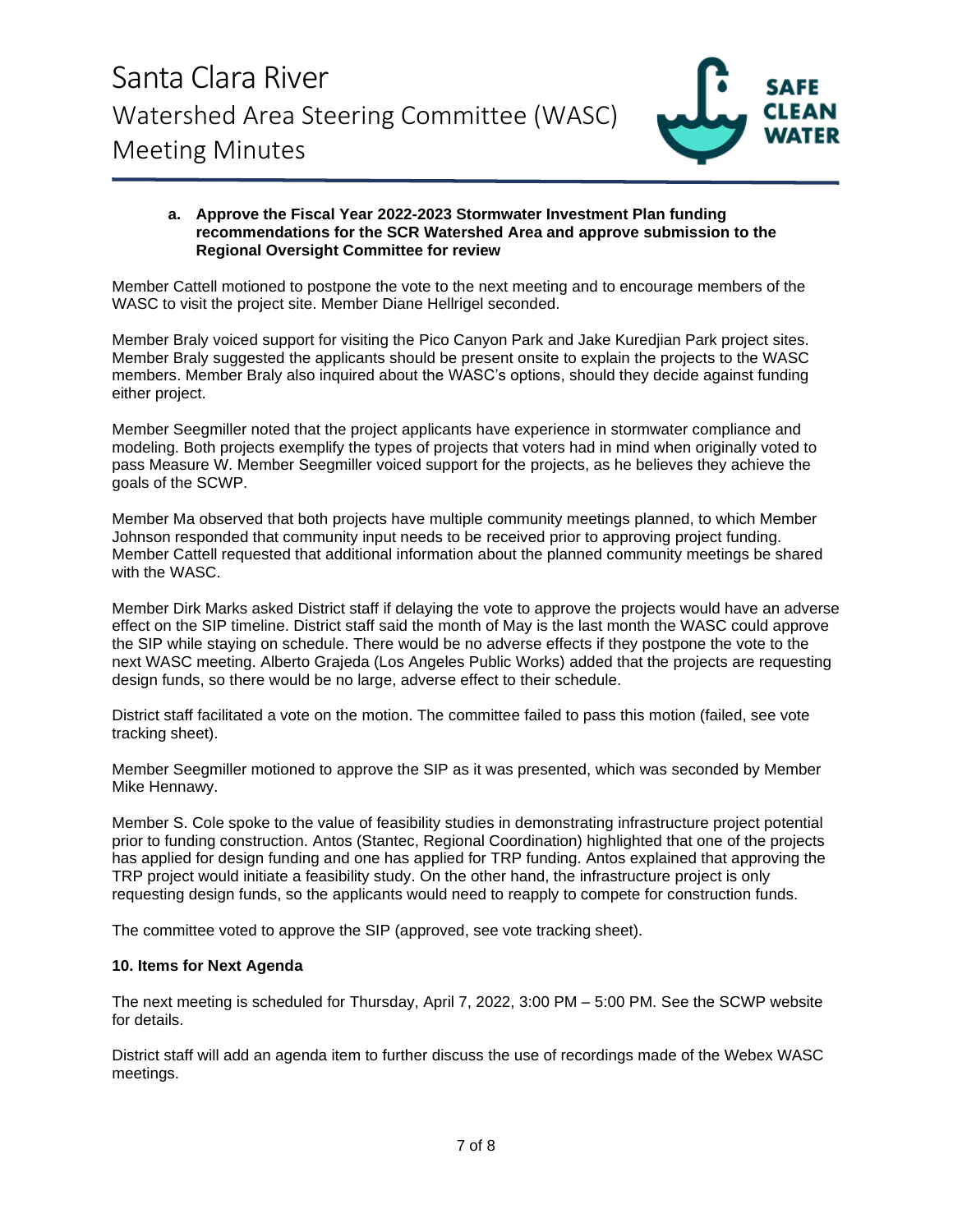**a. Approve the Fiscal Year 2022-2023 Stormwater Investment Plan funding recommendations for the SCR Watershed Area and approve submission to the Regional Oversight Committee for review**

Member Cattell motioned to postpone the vote to the next meeting and to encourage members of the WASC to visit the project site. Member Diane Hellrigel seconded.

Member Braly voiced support for visiting the Pico Canyon Park and Jake Kuredjian Park project sites. Member Braly suggested the applicants should be present onsite to explain the projects to the WASC members. Member Braly also inquired about the WASC's options, should they decide against funding either project.

Member Seegmiller noted that the project applicants have experience in stormwater compliance and modeling. Both projects exemplify the types of projects that voters had in mind when originally voted to pass Measure W. Member Seegmiller voiced support for the projects, as he believes they achieve the goals of the SCWP.

Member Ma observed that both projects have multiple community meetings planned, to which Member Johnson responded that community input needs to be received prior to approving project funding. Member Cattell requested that additional information about the planned community meetings be shared with the WASC.

Member Dirk Marks asked District staff if delaying the vote to approve the projects would have an adverse effect on the SIP timeline. District staff said the month of May is the last month the WASC could approve the SIP while staying on schedule. There would be no adverse effects if they postpone the vote to the next WASC meeting. Alberto Grajeda (Los Angeles Public Works) added that the projects are requesting design funds, so there would be no large, adverse effect to their schedule.

District staff facilitated a vote on the motion. The committee failed to pass this motion (failed, see vote tracking sheet).

Member Seegmiller motioned to approve the SIP as it was presented, which was seconded by Member Mike Hennawy.

Member S. Cole spoke to the value of feasibility studies in demonstrating infrastructure project potential prior to funding construction. Antos (Stantec, Regional Coordination) highlighted that one of the projects has applied for design funding and one has applied for TRP funding. Antos explained that approving the TRP project would initiate a feasibility study. On the other hand, the infrastructure project is only requesting design funds, so the applicants would need to reapply to compete for construction funds.

The committee voted to approve the SIP (approved, see vote tracking sheet).

**10. Items for Next Agenda**

The next meeting is scheduled for Thursday, April 7, 2022, 3:00 PM – 5:00 PM. See the SCWP website for details.

District staff will add an agenda item to further discuss the use of recordings made of the Webex WASC meetings.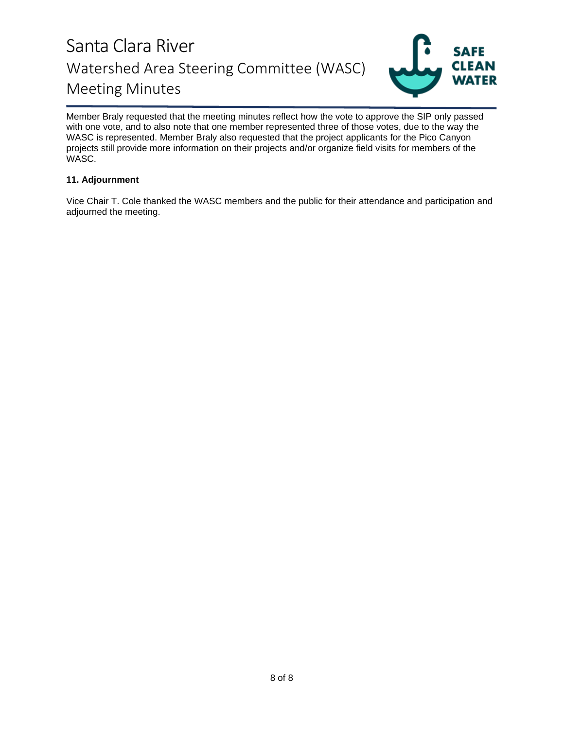Member Braly requested that the meeting minutes reflect how the vote to approve the SIP only passed with one vote, and to also note that one member represented three of those votes, due to the way the WASC is represented. Member Braly also requested that the project applicants for the Pico Canyon projects still provide more information on their projects and/or organize field visits for members of the WASC.

**11. Adjournment**

Vice Chair T. Cole thanked the WASC members and the public for their attendance and participation and adjourned the meeting.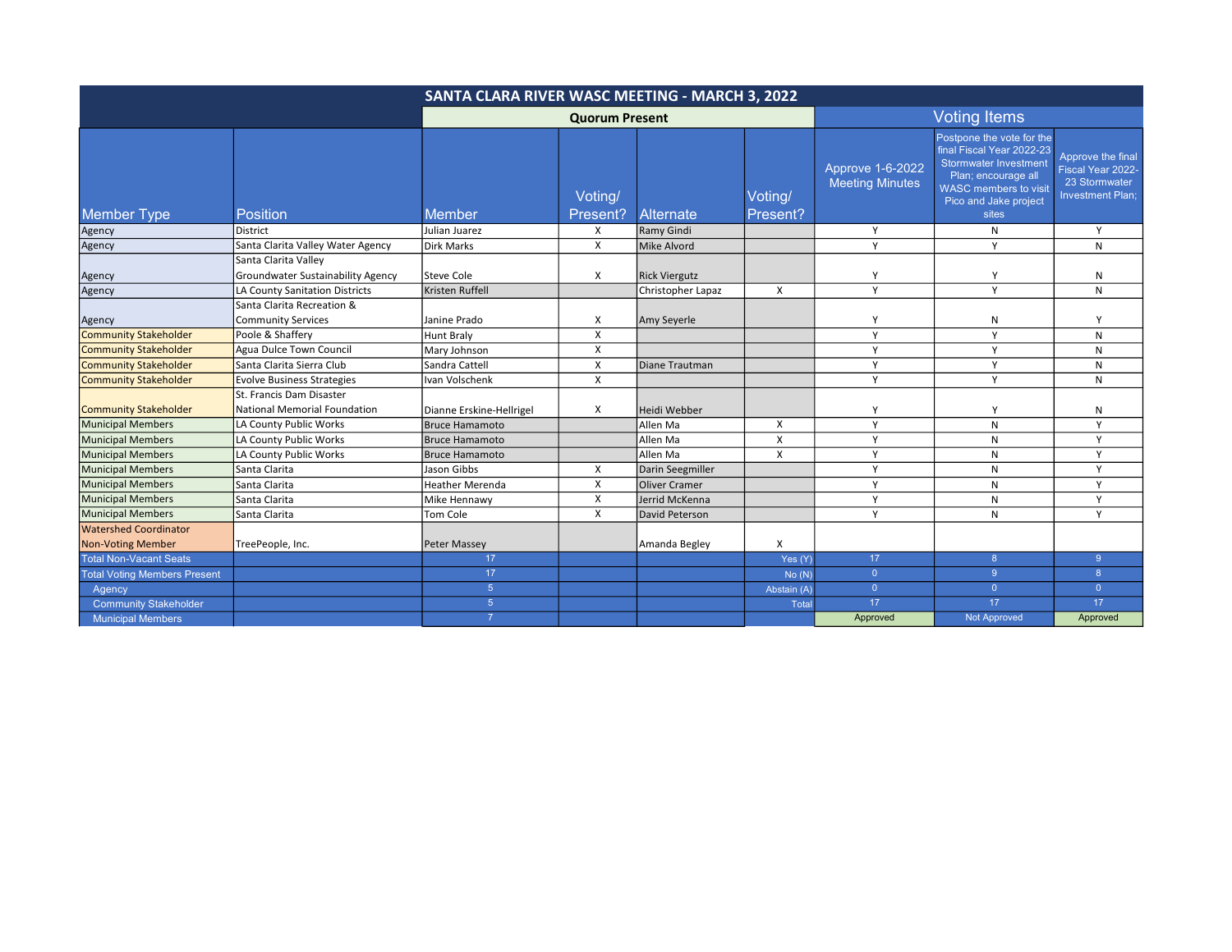| SANTA CLARA RIVER WASC MEETING - MARCH 3, 2022 | | | | | | | | |
|---|---|---|---|---|---|---|---|---|
| | | Quorum Present | | | | Voting Items | | |
| Member Type | Position | Member | Voting/ Present? | Alternate | Voting/ Present? | Approve 1-6-2022 Meeting Minutes | Postpone the vote for the final Fiscal Year 2022-23 Stormwater Investment Plan; encourage all WASC members to visit Pico and Jake project sites | Approve the final Fiscal Year 2022-23 Stormwater Investment Plan; |
| Agency | District | Julian Juarez | X | Ramy Gindi | | Y | N | Y |
| Agency | Santa Clarita Valley Water Agency | Dirk Marks | X | Mike Alvord | | Y | Y | N |
| Agency | Santa Clarita Valley Groundwater Sustainability Agency | Steve Cole | X | Rick Viergutz | | Y | Y | N |
| Agency | LA County Sanitation Districts | Kristen Ruffell | | Christopher Lapaz | X | Y | Y | N |
| Agency | Santa Clarita Recreation & Community Services | Janine Prado | X | Amy Seyerle | | Y | N | Y |
| Community Stakeholder | Poole & Shaffery | Hunt Braly | X | | | Y | Y | N |
| Community Stakeholder | Agua Dulce Town Council | Mary Johnson | X | | | Y | Y | N |
| Community Stakeholder | Santa Clarita Sierra Club | Sandra Cattell | X | Diane Trautman | | Y | Y | N |
| Community Stakeholder | Evolve Business Strategies | Ivan Volschenk | X | | | Y | Y | N |
| Community Stakeholder | St. Francis Dam Disaster National Memorial Foundation | Dianne Erskine-Hellrigel | X | Heidi Webber | | Y | Y | N |
| Municipal Members | LA County Public Works | Bruce Hamamoto | | Allen Ma | X | Y | N | Y |
| Municipal Members | LA County Public Works | Bruce Hamamoto | | Allen Ma | X | Y | N | Y |
| Municipal Members | LA County Public Works | Bruce Hamamoto | | Allen Ma | X | Y | N | Y |
| Municipal Members | Santa Clarita | Jason Gibbs | X | Darin Seegmiller | | Y | N | Y |
| Municipal Members | Santa Clarita | Heather Merenda | X | Oliver Cramer | | Y | N | Y |
| Municipal Members | Santa Clarita | Mike Hennawy | X | Jerrid McKenna | | Y | N | Y |
| Municipal Members | Santa Clarita | Tom Cole | X | David Peterson | | Y | N | Y |
| Watershed Coordinator Non-Voting Member | TreePeople, Inc. | Peter Massey | | Amanda Begley | X | | | |
| Total Non-Vacant Seats | | 17 | | | Yes (Y) | 17 | 8 | 9 |
| Total Voting Members Present | | 17 | | | No (N) | 0 | 9 | 8 |
| Agency | | 5 | | | Abstain (A) | 0 | 0 | 0 |
| Community Stakeholder | | 5 | | | Total | 17 | 17 | 17 |
| Municipal Members | | 7 | | | | Approved | Not Approved | Approved |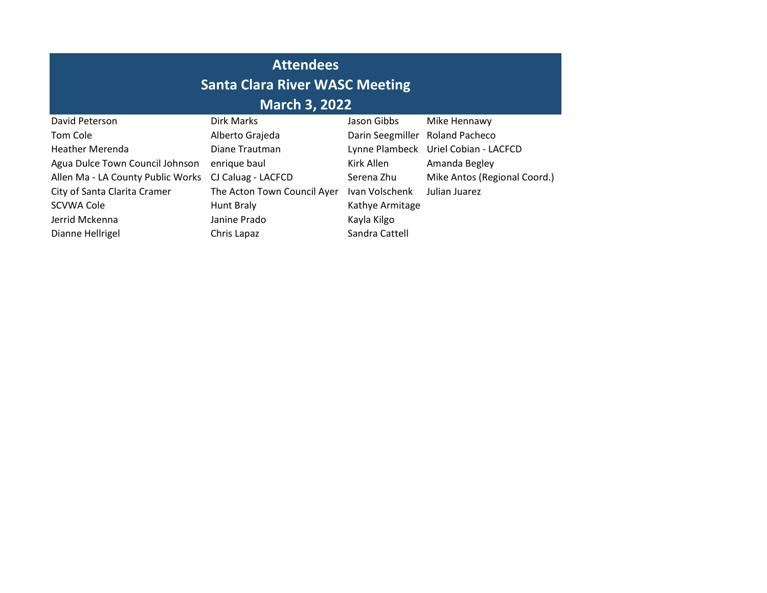# Attendees
## Santa Clara River WASC Meeting
## March 3, 2022

| | | | |
|---|---|---|---|
| David Peterson | Dirk Marks | Jason Gibbs | Mike Hennawy |
| Tom Cole | Alberto Grajeda | Darin Seegmiller | Roland Pacheco |
| Heather Merenda | Diane Trautman | Lynne Plambeck | Uriel Cobian - LACFCD |
| Agua Dulce Town Council Johnson | enrique baul | Kirk Allen | Amanda Begley |
| Allen Ma - LA County Public Works | CJ Caluag - LACFCD | Serena Zhu | Mike Antos (Regional Coord.) |
| City of Santa Clarita Cramer | The Acton Town Council Ayer | Ivan Volschenk | Julian Juarez |
| SCVWA Cole | Hunt Braly | Kathye Armitage | |
| Jerrid Mckenna | Janine Prado | Kayla Kilgo | |
| Dianne Hellrigel | Chris Lapaz | Sandra Cattell | |